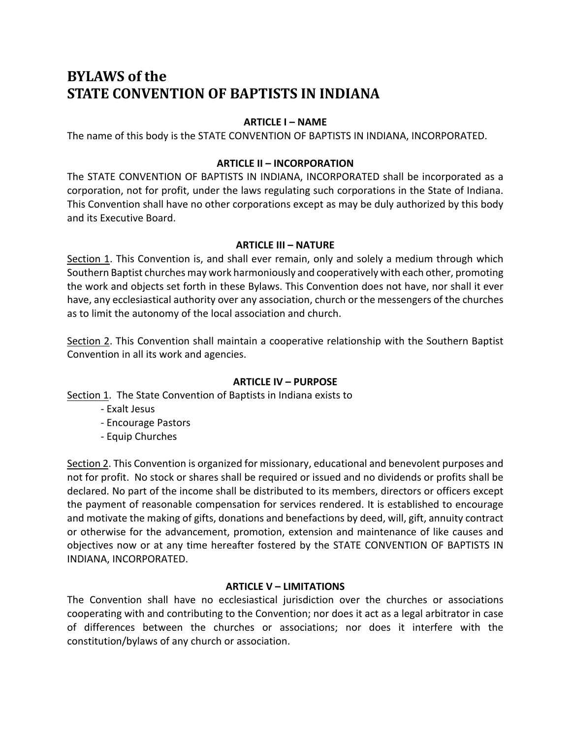# BYLAWS of the STATE CONVENTION OF BAPTISTS IN INDIANA

## ARTICLE I – NAME

The name of this body is the STATE CONVENTION OF BAPTISTS IN INDIANA, INCORPORATED.

## ARTICLE II – INCORPORATION

The STATE CONVENTION OF BAPTISTS IN INDIANA, INCORPORATED shall be incorporated as a corporation, not for profit, under the laws regulating such corporations in the State of Indiana. This Convention shall have no other corporations except as may be duly authorized by this body and its Executive Board.

## ARTICLE III – NATURE

<u>Section 1</u>. This Convention is, and shall ever remain, only and solely a medium through which Southern Baptist churches may work harmoniously and cooperatively with each other, promoting the work and objects set forth in these Bylaws. This Convention does not have, nor shall it ever have, any ecclesiastical authority over any association, church or the messengers of the churches as to limit the autonomy of the local association and church.

<u>Section 2</u>. This Convention shall maintain a cooperative relationship with the Southern Baptist Convention in all its work and agencies.

## ARTICLE IV – PURPOSE

<u>Section 1</u>. The State Convention of Baptists in Indiana exists to

- Exalt Jesus
- Encourage Pastors
- Equip Churches

<u>Section 2</u>. This Convention is organized for missionary, educational and benevolent purposes and not for profit. No stock or shares shall be required or issued and no dividends or profits shall be declared. No part of the income shall be distributed to its members, directors or officers except the payment of reasonable compensation for services rendered. It is established to encourage and motivate the making of gifts, donations and benefactions by deed, will, gift, annuity contract or otherwise for the advancement, promotion, extension and maintenance of like causes and objectives now or at any time hereafter fostered by the STATE CONVENTION OF BAPTISTS IN INDIANA, INCORPORATED.

## ARTICLE V – LIMITATIONS

The Convention shall have no ecclesiastical jurisdiction over the churches or associations cooperating with and contributing to the Convention; nor does it act as a legal arbitrator in case of differences between the churches or associations; nor does it interfere with the constitution/bylaws of any church or association.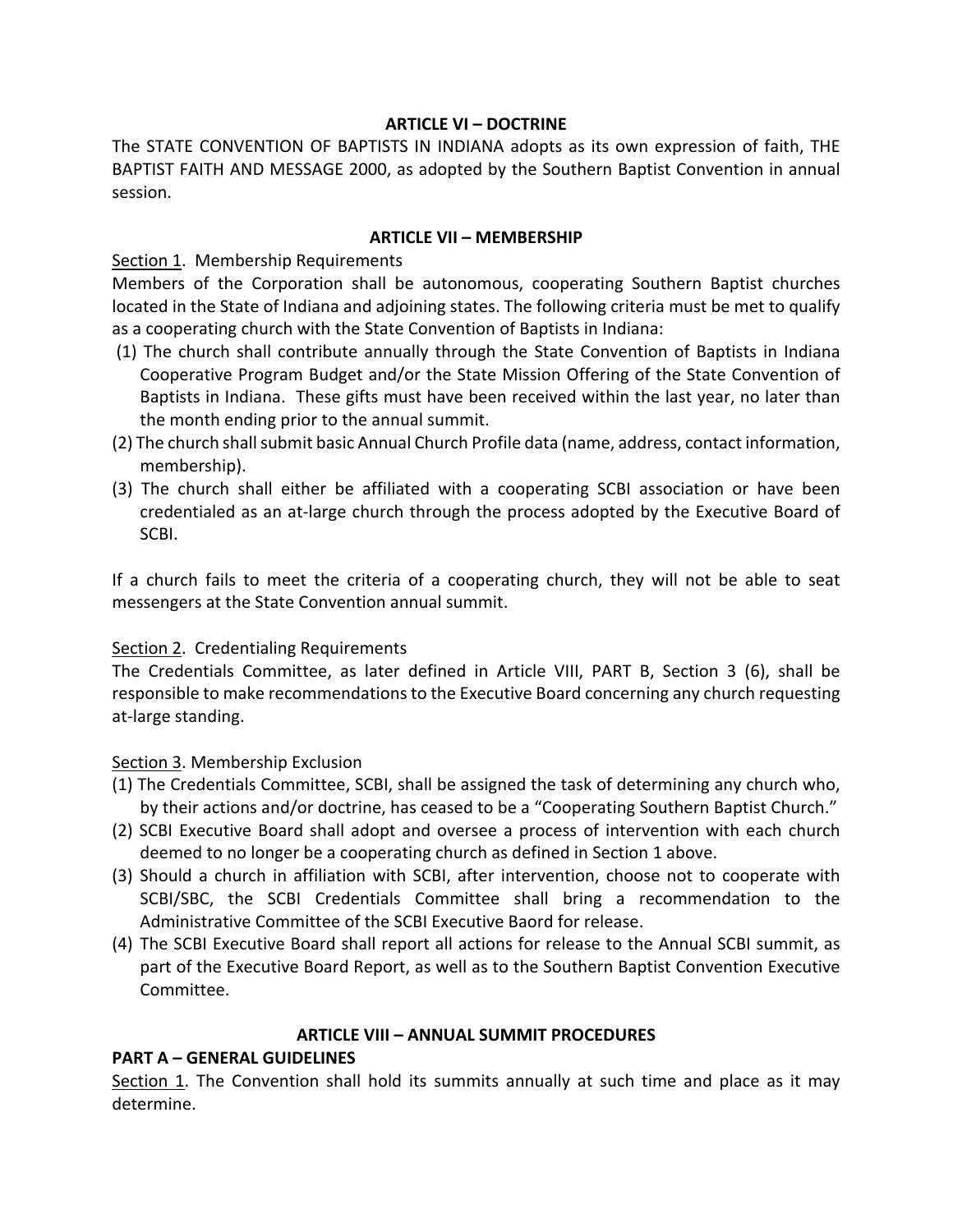## ARTICLE VI – DOCTRINE

The STATE CONVENTION OF BAPTISTS IN INDIANA adopts as its own expression of faith, THE BAPTIST FAITH AND MESSAGE 2000, as adopted by the Southern Baptist Convention in annual session.

## ARTICLE VII – MEMBERSHIP

Section 1. Membership Requirements

Members of the Corporation shall be autonomous, cooperating Southern Baptist churches located in the State of Indiana and adjoining states. The following criteria must be met to qualify as a cooperating church with the State Convention of Baptists in Indiana:

(1) The church shall contribute annually through the State Convention of Baptists in Indiana Cooperative Program Budget and/or the State Mission Offering of the State Convention of Baptists in Indiana. These gifts must have been received within the last year, no later than the month ending prior to the annual summit.

(2) The church shall submit basic Annual Church Profile data (name, address, contact information, membership).

(3) The church shall either be affiliated with a cooperating SCBI association or have been credentialed as an at-large church through the process adopted by the Executive Board of SCBI.

If a church fails to meet the criteria of a cooperating church, they will not be able to seat messengers at the State Convention annual summit.

Section 2. Credentialing Requirements

The Credentials Committee, as later defined in Article VIII, PART B, Section 3 (6), shall be responsible to make recommendations to the Executive Board concerning any church requesting at-large standing.

Section 3. Membership Exclusion

(1) The Credentials Committee, SCBI, shall be assigned the task of determining any church who, by their actions and/or doctrine, has ceased to be a "Cooperating Southern Baptist Church."

(2) SCBI Executive Board shall adopt and oversee a process of intervention with each church deemed to no longer be a cooperating church as defined in Section 1 above.

(3) Should a church in affiliation with SCBI, after intervention, choose not to cooperate with SCBI/SBC, the SCBI Credentials Committee shall bring a recommendation to the Administrative Committee of the SCBI Executive Baord for release.

(4) The SCBI Executive Board shall report all actions for release to the Annual SCBI summit, as part of the Executive Board Report, as well as to the Southern Baptist Convention Executive Committee.

## ARTICLE VIII – ANNUAL SUMMIT PROCEDURES

### PART A – GENERAL GUIDELINES

Section 1. The Convention shall hold its summits annually at such time and place as it may determine.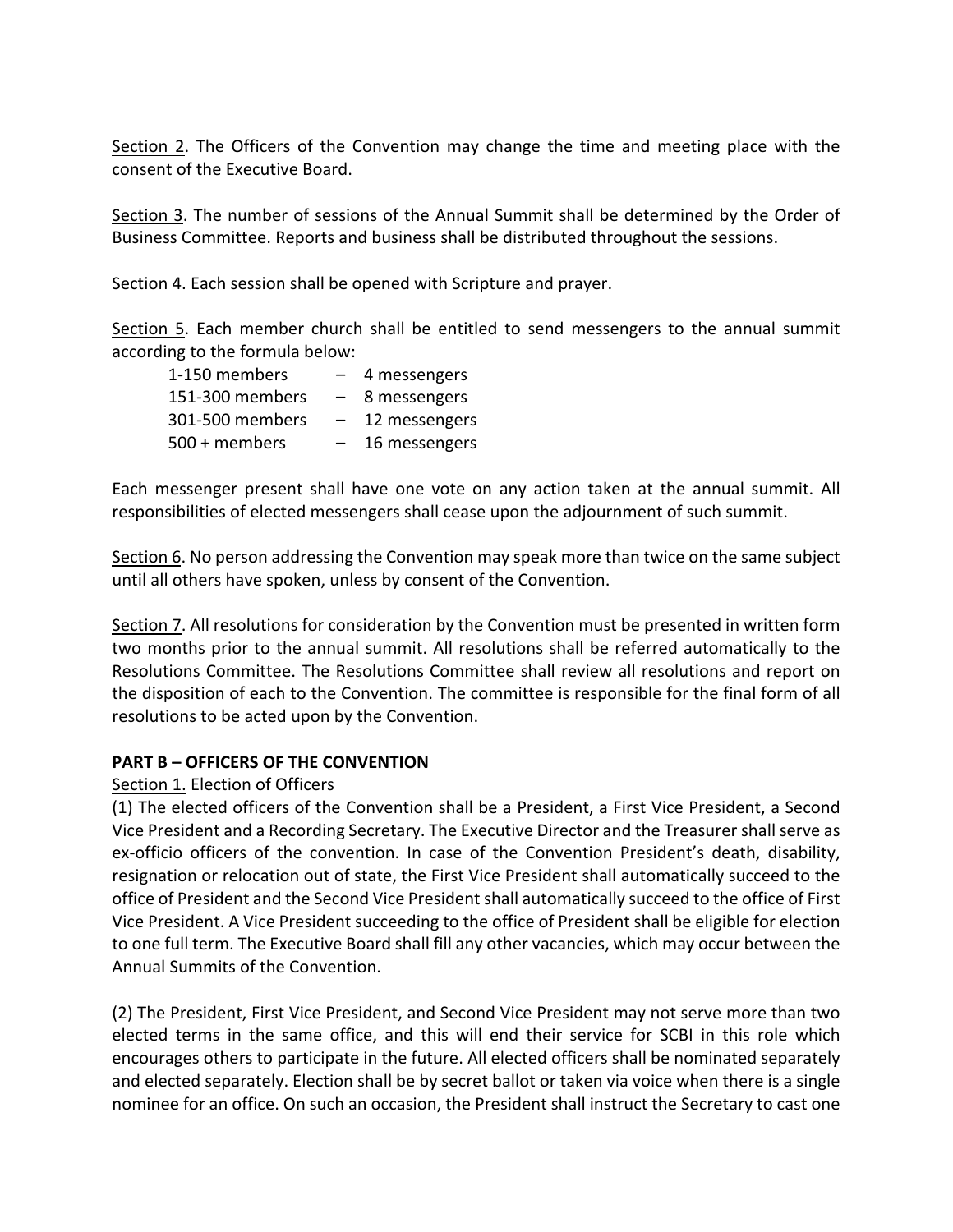Section 2. The Officers of the Convention may change the time and meeting place with the consent of the Executive Board.

Section 3. The number of sessions of the Annual Summit shall be determined by the Order of Business Committee. Reports and business shall be distributed throughout the sessions.

Section 4. Each session shall be opened with Scripture and prayer.

Section 5. Each member church shall be entitled to send messengers to the annual summit according to the formula below:

| | | |
|---|---|---|
| 1-150 members | – | 4 messengers |
| 151-300 members | – | 8 messengers |
| 301-500 members | – | 12 messengers |
| 500 + members | – | 16 messengers |

Each messenger present shall have one vote on any action taken at the annual summit. All responsibilities of elected messengers shall cease upon the adjournment of such summit.

Section 6. No person addressing the Convention may speak more than twice on the same subject until all others have spoken, unless by consent of the Convention.

Section 7. All resolutions for consideration by the Convention must be presented in written form two months prior to the annual summit. All resolutions shall be referred automatically to the Resolutions Committee. The Resolutions Committee shall review all resolutions and report on the disposition of each to the Convention. The committee is responsible for the final form of all resolutions to be acted upon by the Convention.

**PART B – OFFICERS OF THE CONVENTION**

Section 1. Election of Officers

(1) The elected officers of the Convention shall be a President, a First Vice President, a Second Vice President and a Recording Secretary. The Executive Director and the Treasurer shall serve as ex-officio officers of the convention. In case of the Convention President's death, disability, resignation or relocation out of state, the First Vice President shall automatically succeed to the office of President and the Second Vice President shall automatically succeed to the office of First Vice President. A Vice President succeeding to the office of President shall be eligible for election to one full term. The Executive Board shall fill any other vacancies, which may occur between the Annual Summits of the Convention.

(2) The President, First Vice President, and Second Vice President may not serve more than two elected terms in the same office, and this will end their service for SCBI in this role which encourages others to participate in the future. All elected officers shall be nominated separately and elected separately. Election shall be by secret ballot or taken via voice when there is a single nominee for an office. On such an occasion, the President shall instruct the Secretary to cast one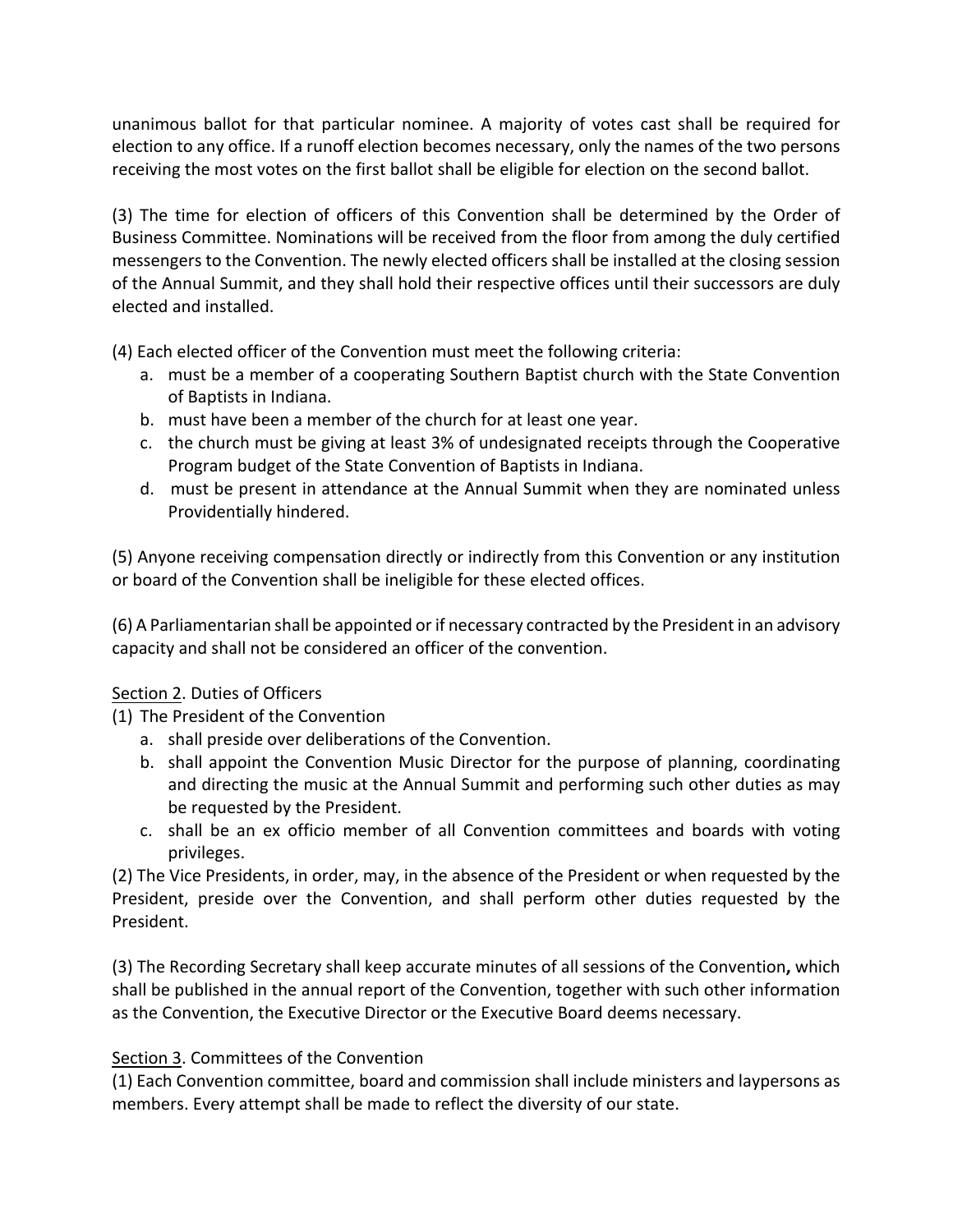unanimous ballot for that particular nominee. A majority of votes cast shall be required for election to any office. If a runoff election becomes necessary, only the names of the two persons receiving the most votes on the first ballot shall be eligible for election on the second ballot.

(3) The time for election of officers of this Convention shall be determined by the Order of Business Committee. Nominations will be received from the floor from among the duly certified messengers to the Convention. The newly elected officers shall be installed at the closing session of the Annual Summit, and they shall hold their respective offices until their successors are duly elected and installed.

(4) Each elected officer of the Convention must meet the following criteria:

a. must be a member of a cooperating Southern Baptist church with the State Convention of Baptists in Indiana.
b. must have been a member of the church for at least one year.
c. the church must be giving at least 3% of undesignated receipts through the Cooperative Program budget of the State Convention of Baptists in Indiana.
d. must be present in attendance at the Annual Summit when they are nominated unless Providentially hindered.

(5) Anyone receiving compensation directly or indirectly from this Convention or any institution or board of the Convention shall be ineligible for these elected offices.

(6) A Parliamentarian shall be appointed or if necessary contracted by the President in an advisory capacity and shall not be considered an officer of the convention.

<u>Section 2</u>. Duties of Officers

(1) The President of the Convention

a. shall preside over deliberations of the Convention.
b. shall appoint the Convention Music Director for the purpose of planning, coordinating and directing the music at the Annual Summit and performing such other duties as may be requested by the President.
c. shall be an ex officio member of all Convention committees and boards with voting privileges.

(2) The Vice Presidents, in order, may, in the absence of the President or when requested by the President, preside over the Convention, and shall perform other duties requested by the President.

(3) The Recording Secretary shall keep accurate minutes of all sessions of the Convention**,** which shall be published in the annual report of the Convention, together with such other information as the Convention, the Executive Director or the Executive Board deems necessary.

<u>Section 3</u>. Committees of the Convention

(1) Each Convention committee, board and commission shall include ministers and laypersons as members. Every attempt shall be made to reflect the diversity of our state.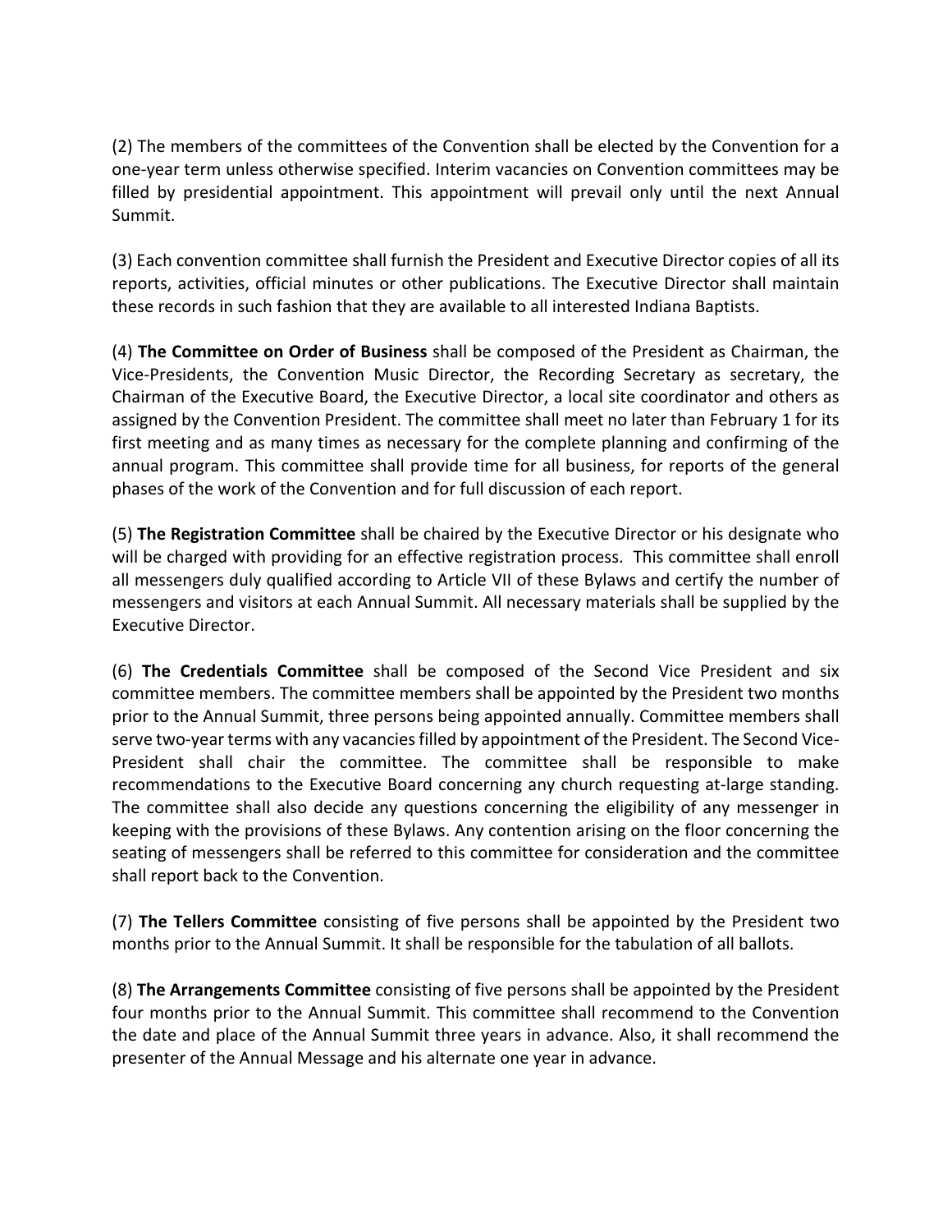(2) The members of the committees of the Convention shall be elected by the Convention for a one-year term unless otherwise specified. Interim vacancies on Convention committees may be filled by presidential appointment. This appointment will prevail only until the next Annual Summit.

(3) Each convention committee shall furnish the President and Executive Director copies of all its reports, activities, official minutes or other publications. The Executive Director shall maintain these records in such fashion that they are available to all interested Indiana Baptists.

(4) **The Committee on Order of Business** shall be composed of the President as Chairman, the Vice-Presidents, the Convention Music Director, the Recording Secretary as secretary, the Chairman of the Executive Board, the Executive Director, a local site coordinator and others as assigned by the Convention President. The committee shall meet no later than February 1 for its first meeting and as many times as necessary for the complete planning and confirming of the annual program. This committee shall provide time for all business, for reports of the general phases of the work of the Convention and for full discussion of each report.

(5) **The Registration Committee** shall be chaired by the Executive Director or his designate who will be charged with providing for an effective registration process. This committee shall enroll all messengers duly qualified according to Article VII of these Bylaws and certify the number of messengers and visitors at each Annual Summit. All necessary materials shall be supplied by the Executive Director.

(6) **The Credentials Committee** shall be composed of the Second Vice President and six committee members. The committee members shall be appointed by the President two months prior to the Annual Summit, three persons being appointed annually. Committee members shall serve two-year terms with any vacancies filled by appointment of the President. The Second Vice-President shall chair the committee. The committee shall be responsible to make recommendations to the Executive Board concerning any church requesting at-large standing. The committee shall also decide any questions concerning the eligibility of any messenger in keeping with the provisions of these Bylaws. Any contention arising on the floor concerning the seating of messengers shall be referred to this committee for consideration and the committee shall report back to the Convention.

(7) **The Tellers Committee** consisting of five persons shall be appointed by the President two months prior to the Annual Summit. It shall be responsible for the tabulation of all ballots.

(8) **The Arrangements Committee** consisting of five persons shall be appointed by the President four months prior to the Annual Summit. This committee shall recommend to the Convention the date and place of the Annual Summit three years in advance. Also, it shall recommend the presenter of the Annual Message and his alternate one year in advance.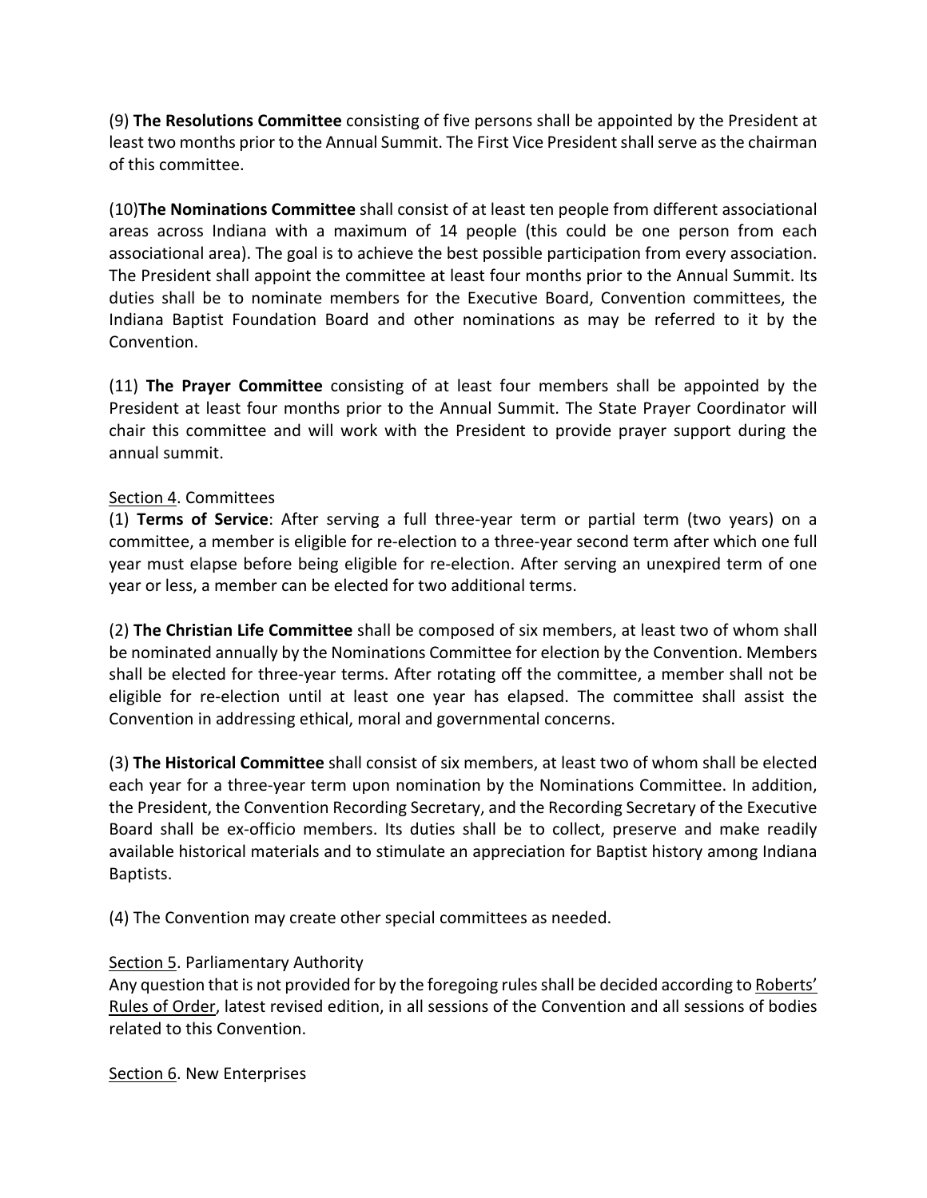(9) **The Resolutions Committee** consisting of five persons shall be appointed by the President at least two months prior to the Annual Summit. The First Vice President shall serve as the chairman of this committee.

(10)**The Nominations Committee** shall consist of at least ten people from different associational areas across Indiana with a maximum of 14 people (this could be one person from each associational area). The goal is to achieve the best possible participation from every association. The President shall appoint the committee at least four months prior to the Annual Summit. Its duties shall be to nominate members for the Executive Board, Convention committees, the Indiana Baptist Foundation Board and other nominations as may be referred to it by the Convention.

(11) **The Prayer Committee** consisting of at least four members shall be appointed by the President at least four months prior to the Annual Summit. The State Prayer Coordinator will chair this committee and will work with the President to provide prayer support during the annual summit.

Section 4. Committees

(1) **Terms of Service**: After serving a full three-year term or partial term (two years) on a committee, a member is eligible for re-election to a three-year second term after which one full year must elapse before being eligible for re-election. After serving an unexpired term of one year or less, a member can be elected for two additional terms.

(2) **The Christian Life Committee** shall be composed of six members, at least two of whom shall be nominated annually by the Nominations Committee for election by the Convention. Members shall be elected for three-year terms. After rotating off the committee, a member shall not be eligible for re-election until at least one year has elapsed. The committee shall assist the Convention in addressing ethical, moral and governmental concerns.

(3) **The Historical Committee** shall consist of six members, at least two of whom shall be elected each year for a three-year term upon nomination by the Nominations Committee. In addition, the President, the Convention Recording Secretary, and the Recording Secretary of the Executive Board shall be ex-officio members. Its duties shall be to collect, preserve and make readily available historical materials and to stimulate an appreciation for Baptist history among Indiana Baptists.

(4) The Convention may create other special committees as needed.

Section 5. Parliamentary Authority

Any question that is not provided for by the foregoing rules shall be decided according to Roberts' Rules of Order, latest revised edition, in all sessions of the Convention and all sessions of bodies related to this Convention.

Section 6. New Enterprises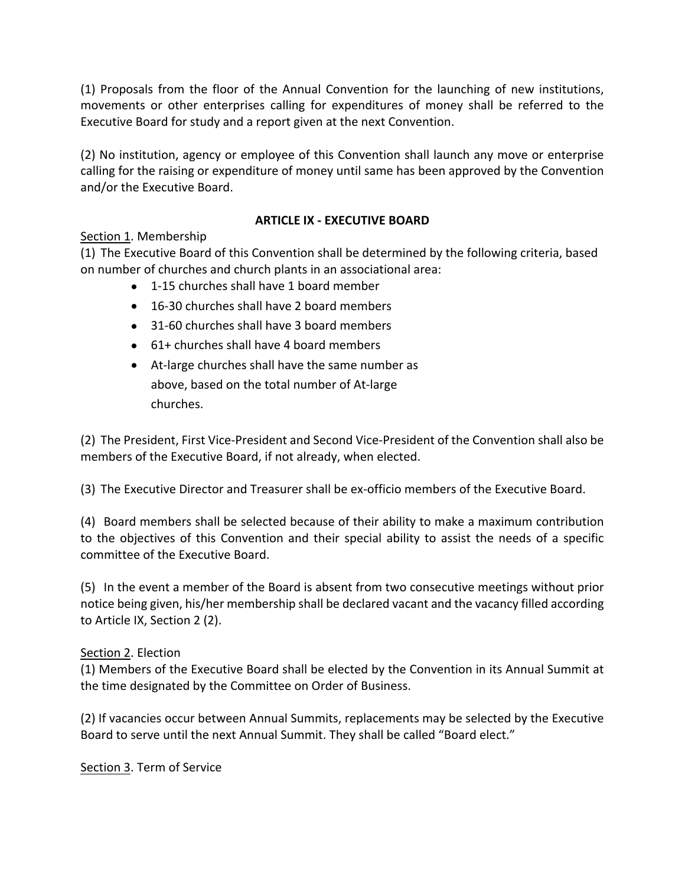(1) Proposals from the floor of the Annual Convention for the launching of new institutions, movements or other enterprises calling for expenditures of money shall be referred to the Executive Board for study and a report given at the next Convention.

(2) No institution, agency or employee of this Convention shall launch any move or enterprise calling for the raising or expenditure of money until same has been approved by the Convention and/or the Executive Board.

## ARTICLE IX - EXECUTIVE BOARD

Section 1. Membership

(1) The Executive Board of this Convention shall be determined by the following criteria, based on number of churches and church plants in an associational area:

- 1-15 churches shall have 1 board member
- 16-30 churches shall have 2 board members
- 31-60 churches shall have 3 board members
- 61+ churches shall have 4 board members
- At-large churches shall have the same number as above, based on the total number of At-large churches.

(2) The President, First Vice-President and Second Vice-President of the Convention shall also be members of the Executive Board, if not already, when elected.

(3) The Executive Director and Treasurer shall be ex-officio members of the Executive Board.

(4) Board members shall be selected because of their ability to make a maximum contribution to the objectives of this Convention and their special ability to assist the needs of a specific committee of the Executive Board.

(5) In the event a member of the Board is absent from two consecutive meetings without prior notice being given, his/her membership shall be declared vacant and the vacancy filled according to Article IX, Section 2 (2).

Section 2. Election

(1) Members of the Executive Board shall be elected by the Convention in its Annual Summit at the time designated by the Committee on Order of Business.

(2) If vacancies occur between Annual Summits, replacements may be selected by the Executive Board to serve until the next Annual Summit. They shall be called "Board elect."

Section 3. Term of Service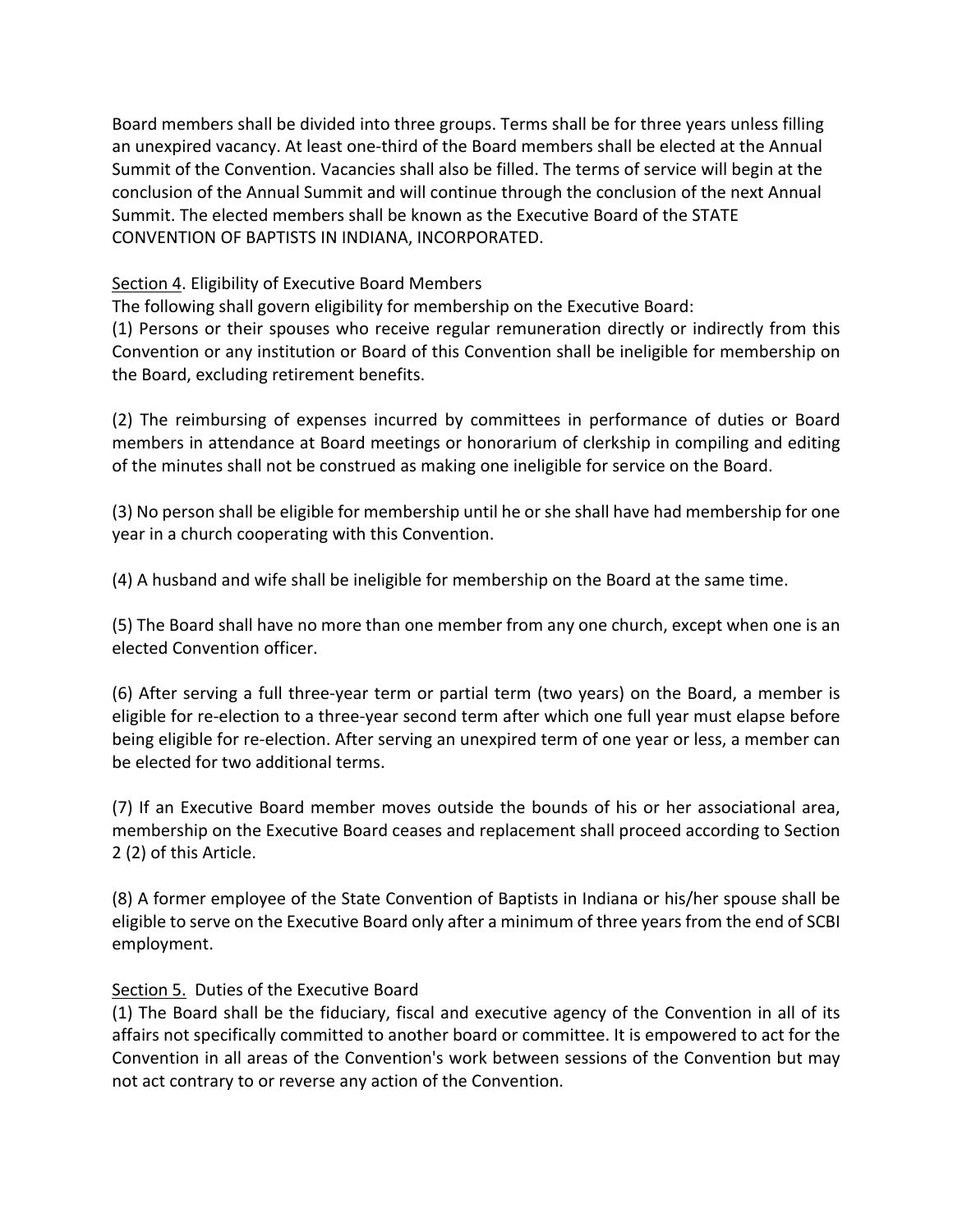Board members shall be divided into three groups. Terms shall be for three years unless filling an unexpired vacancy. At least one-third of the Board members shall be elected at the Annual Summit of the Convention. Vacancies shall also be filled. The terms of service will begin at the conclusion of the Annual Summit and will continue through the conclusion of the next Annual Summit. The elected members shall be known as the Executive Board of the STATE CONVENTION OF BAPTISTS IN INDIANA, INCORPORATED.

<u>Section 4</u>. Eligibility of Executive Board Members

The following shall govern eligibility for membership on the Executive Board:

(1) Persons or their spouses who receive regular remuneration directly or indirectly from this Convention or any institution or Board of this Convention shall be ineligible for membership on the Board, excluding retirement benefits.

(2) The reimbursing of expenses incurred by committees in performance of duties or Board members in attendance at Board meetings or honorarium of clerkship in compiling and editing of the minutes shall not be construed as making one ineligible for service on the Board.

(3) No person shall be eligible for membership until he or she shall have had membership for one year in a church cooperating with this Convention.

(4) A husband and wife shall be ineligible for membership on the Board at the same time.

(5) The Board shall have no more than one member from any one church, except when one is an elected Convention officer.

(6) After serving a full three-year term or partial term (two years) on the Board, a member is eligible for re-election to a three-year second term after which one full year must elapse before being eligible for re-election. After serving an unexpired term of one year or less, a member can be elected for two additional terms.

(7) If an Executive Board member moves outside the bounds of his or her associational area, membership on the Executive Board ceases and replacement shall proceed according to Section 2 (2) of this Article.

(8) A former employee of the State Convention of Baptists in Indiana or his/her spouse shall be eligible to serve on the Executive Board only after a minimum of three years from the end of SCBI employment.

<u>Section 5.</u> Duties of the Executive Board

(1) The Board shall be the fiduciary, fiscal and executive agency of the Convention in all of its affairs not specifically committed to another board or committee. It is empowered to act for the Convention in all areas of the Convention's work between sessions of the Convention but may not act contrary to or reverse any action of the Convention.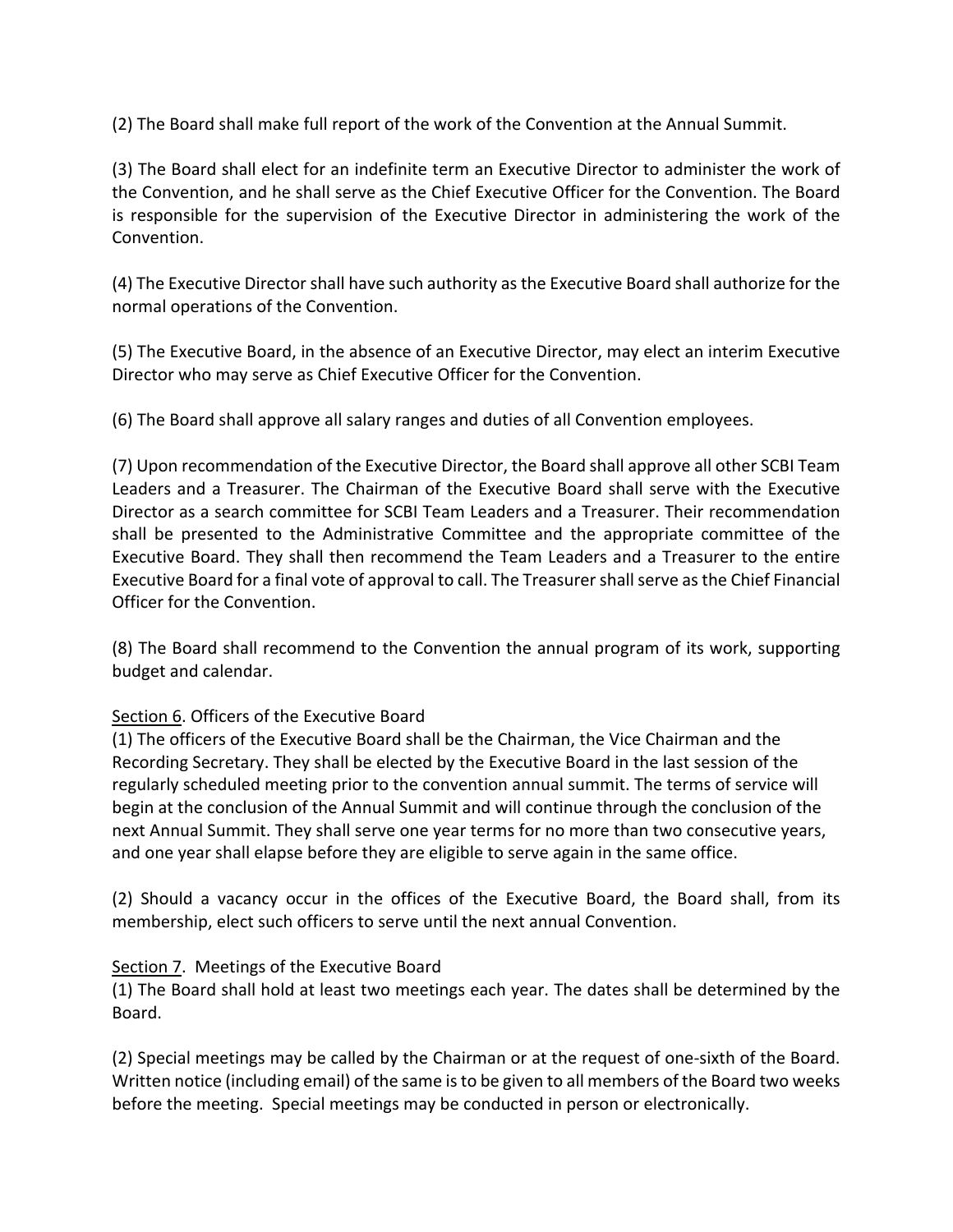(2) The Board shall make full report of the work of the Convention at the Annual Summit.

(3) The Board shall elect for an indefinite term an Executive Director to administer the work of the Convention, and he shall serve as the Chief Executive Officer for the Convention. The Board is responsible for the supervision of the Executive Director in administering the work of the Convention.

(4) The Executive Director shall have such authority as the Executive Board shall authorize for the normal operations of the Convention.

(5) The Executive Board, in the absence of an Executive Director, may elect an interim Executive Director who may serve as Chief Executive Officer for the Convention.

(6) The Board shall approve all salary ranges and duties of all Convention employees.

(7) Upon recommendation of the Executive Director, the Board shall approve all other SCBI Team Leaders and a Treasurer. The Chairman of the Executive Board shall serve with the Executive Director as a search committee for SCBI Team Leaders and a Treasurer. Their recommendation shall be presented to the Administrative Committee and the appropriate committee of the Executive Board. They shall then recommend the Team Leaders and a Treasurer to the entire Executive Board for a final vote of approval to call. The Treasurer shall serve as the Chief Financial Officer for the Convention.

(8) The Board shall recommend to the Convention the annual program of its work, supporting budget and calendar.

<u>Section 6</u>. Officers of the Executive Board

(1) The officers of the Executive Board shall be the Chairman, the Vice Chairman and the Recording Secretary. They shall be elected by the Executive Board in the last session of the regularly scheduled meeting prior to the convention annual summit. The terms of service will begin at the conclusion of the Annual Summit and will continue through the conclusion of the next Annual Summit. They shall serve one year terms for no more than two consecutive years, and one year shall elapse before they are eligible to serve again in the same office.

(2) Should a vacancy occur in the offices of the Executive Board, the Board shall, from its membership, elect such officers to serve until the next annual Convention.

<u>Section 7</u>. Meetings of the Executive Board

(1) The Board shall hold at least two meetings each year. The dates shall be determined by the Board.

(2) Special meetings may be called by the Chairman or at the request of one-sixth of the Board. Written notice (including email) of the same is to be given to all members of the Board two weeks before the meeting. Special meetings may be conducted in person or electronically.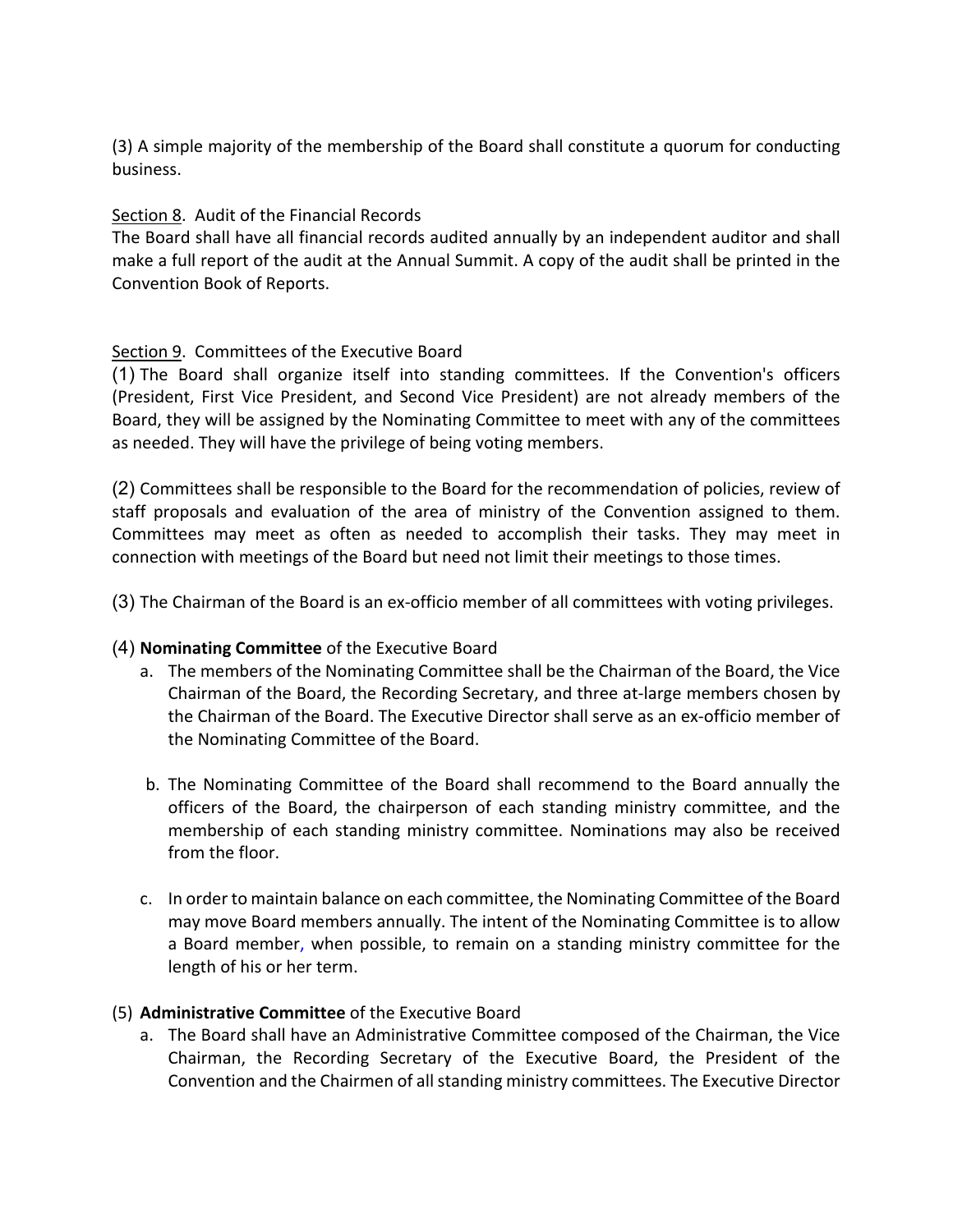(3) A simple majority of the membership of the Board shall constitute a quorum for conducting business.

Section 8. Audit of the Financial Records
The Board shall have all financial records audited annually by an independent auditor and shall make a full report of the audit at the Annual Summit. A copy of the audit shall be printed in the Convention Book of Reports.

Section 9. Committees of the Executive Board
(1) The Board shall organize itself into standing committees. If the Convention's officers (President, First Vice President, and Second Vice President) are not already members of the Board, they will be assigned by the Nominating Committee to meet with any of the committees as needed. They will have the privilege of being voting members.

(2) Committees shall be responsible to the Board for the recommendation of policies, review of staff proposals and evaluation of the area of ministry of the Convention assigned to them. Committees may meet as often as needed to accomplish their tasks. They may meet in connection with meetings of the Board but need not limit their meetings to those times.

(3) The Chairman of the Board is an ex-officio member of all committees with voting privileges.

(4) **Nominating Committee** of the Executive Board

a. The members of the Nominating Committee shall be the Chairman of the Board, the Vice Chairman of the Board, the Recording Secretary, and three at-large members chosen by the Chairman of the Board. The Executive Director shall serve as an ex-officio member of the Nominating Committee of the Board.

b. The Nominating Committee of the Board shall recommend to the Board annually the officers of the Board, the chairperson of each standing ministry committee, and the membership of each standing ministry committee. Nominations may also be received from the floor.

c. In order to maintain balance on each committee, the Nominating Committee of the Board may move Board members annually. The intent of the Nominating Committee is to allow a Board member, when possible, to remain on a standing ministry committee for the length of his or her term.

(5) **Administrative Committee** of the Executive Board

a. The Board shall have an Administrative Committee composed of the Chairman, the Vice Chairman, the Recording Secretary of the Executive Board, the President of the Convention and the Chairmen of all standing ministry committees. The Executive Director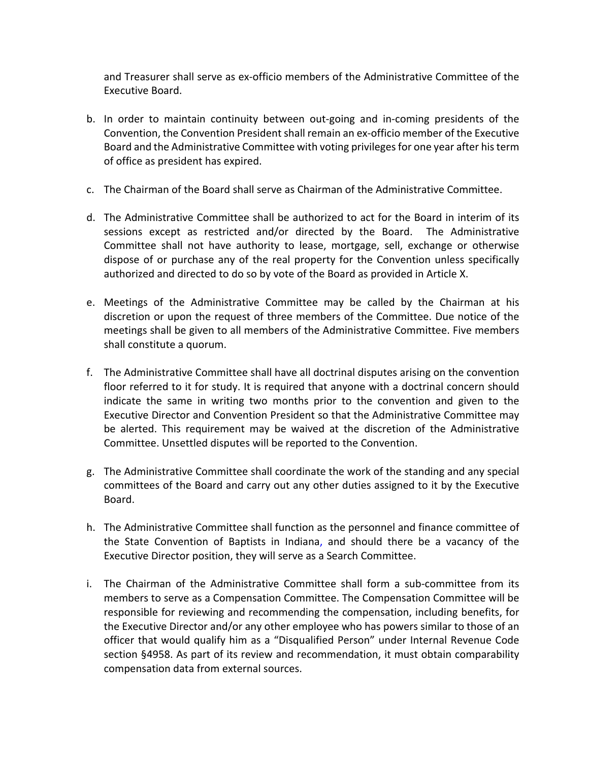and Treasurer shall serve as ex-officio members of the Administrative Committee of the Executive Board.

b. In order to maintain continuity between out-going and in-coming presidents of the Convention, the Convention President shall remain an ex-officio member of the Executive Board and the Administrative Committee with voting privileges for one year after his term of office as president has expired.

c. The Chairman of the Board shall serve as Chairman of the Administrative Committee.

d. The Administrative Committee shall be authorized to act for the Board in interim of its sessions except as restricted and/or directed by the Board. The Administrative Committee shall not have authority to lease, mortgage, sell, exchange or otherwise dispose of or purchase any of the real property for the Convention unless specifically authorized and directed to do so by vote of the Board as provided in Article X.

e. Meetings of the Administrative Committee may be called by the Chairman at his discretion or upon the request of three members of the Committee. Due notice of the meetings shall be given to all members of the Administrative Committee. Five members shall constitute a quorum.

f. The Administrative Committee shall have all doctrinal disputes arising on the convention floor referred to it for study. It is required that anyone with a doctrinal concern should indicate the same in writing two months prior to the convention and given to the Executive Director and Convention President so that the Administrative Committee may be alerted. This requirement may be waived at the discretion of the Administrative Committee. Unsettled disputes will be reported to the Convention.

g. The Administrative Committee shall coordinate the work of the standing and any special committees of the Board and carry out any other duties assigned to it by the Executive Board.

h. The Administrative Committee shall function as the personnel and finance committee of the State Convention of Baptists in Indiana, and should there be a vacancy of the Executive Director position, they will serve as a Search Committee.

i. The Chairman of the Administrative Committee shall form a sub-committee from its members to serve as a Compensation Committee. The Compensation Committee will be responsible for reviewing and recommending the compensation, including benefits, for the Executive Director and/or any other employee who has powers similar to those of an officer that would qualify him as a "Disqualified Person" under Internal Revenue Code section §4958. As part of its review and recommendation, it must obtain comparability compensation data from external sources.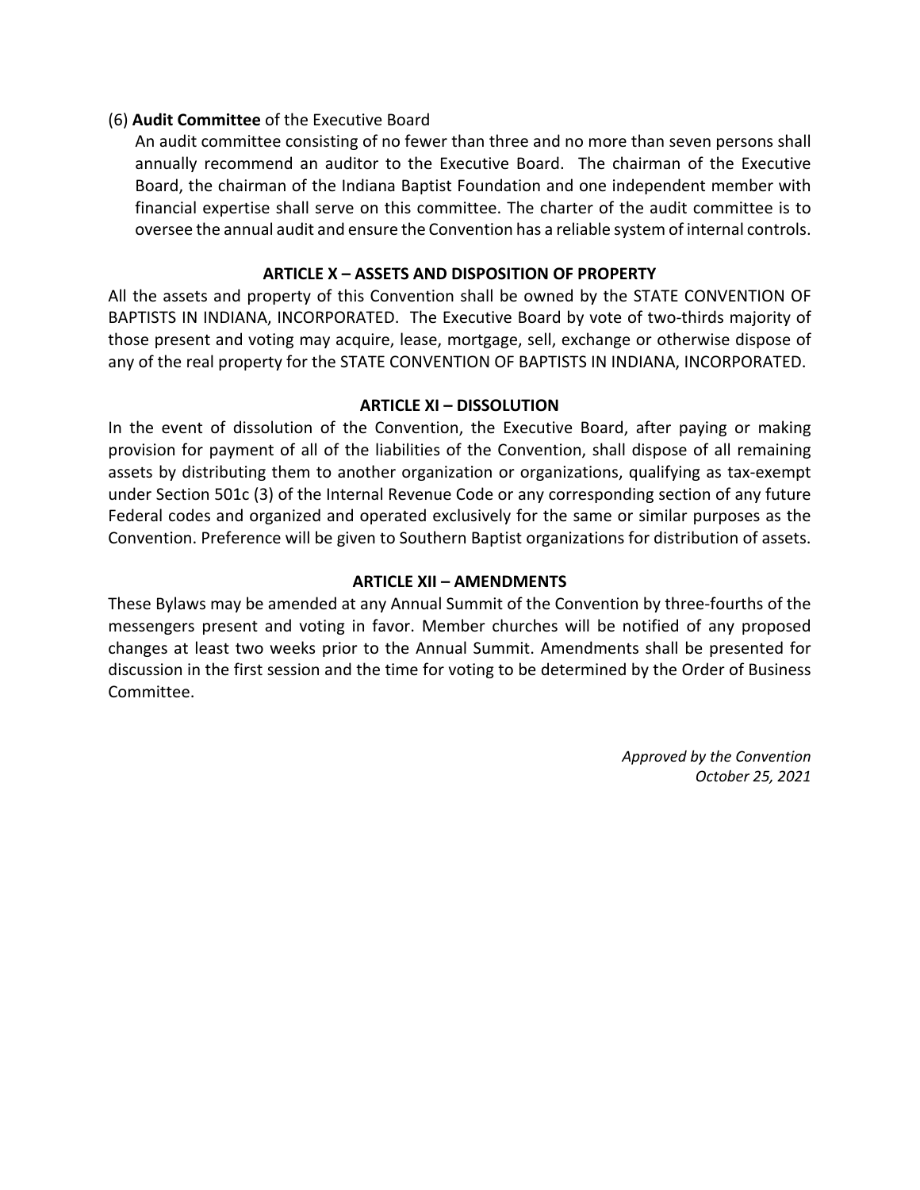(6) **Audit Committee** of the Executive Board

An audit committee consisting of no fewer than three and no more than seven persons shall annually recommend an auditor to the Executive Board. The chairman of the Executive Board, the chairman of the Indiana Baptist Foundation and one independent member with financial expertise shall serve on this committee. The charter of the audit committee is to oversee the annual audit and ensure the Convention has a reliable system of internal controls.

## ARTICLE X – ASSETS AND DISPOSITION OF PROPERTY

All the assets and property of this Convention shall be owned by the STATE CONVENTION OF BAPTISTS IN INDIANA, INCORPORATED. The Executive Board by vote of two-thirds majority of those present and voting may acquire, lease, mortgage, sell, exchange or otherwise dispose of any of the real property for the STATE CONVENTION OF BAPTISTS IN INDIANA, INCORPORATED.

## ARTICLE XI – DISSOLUTION

In the event of dissolution of the Convention, the Executive Board, after paying or making provision for payment of all of the liabilities of the Convention, shall dispose of all remaining assets by distributing them to another organization or organizations, qualifying as tax-exempt under Section 501c (3) of the Internal Revenue Code or any corresponding section of any future Federal codes and organized and operated exclusively for the same or similar purposes as the Convention. Preference will be given to Southern Baptist organizations for distribution of assets.

## ARTICLE XII – AMENDMENTS

These Bylaws may be amended at any Annual Summit of the Convention by three-fourths of the messengers present and voting in favor. Member churches will be notified of any proposed changes at least two weeks prior to the Annual Summit. Amendments shall be presented for discussion in the first session and the time for voting to be determined by the Order of Business Committee.

*Approved by the Convention*
*October 25, 2021*